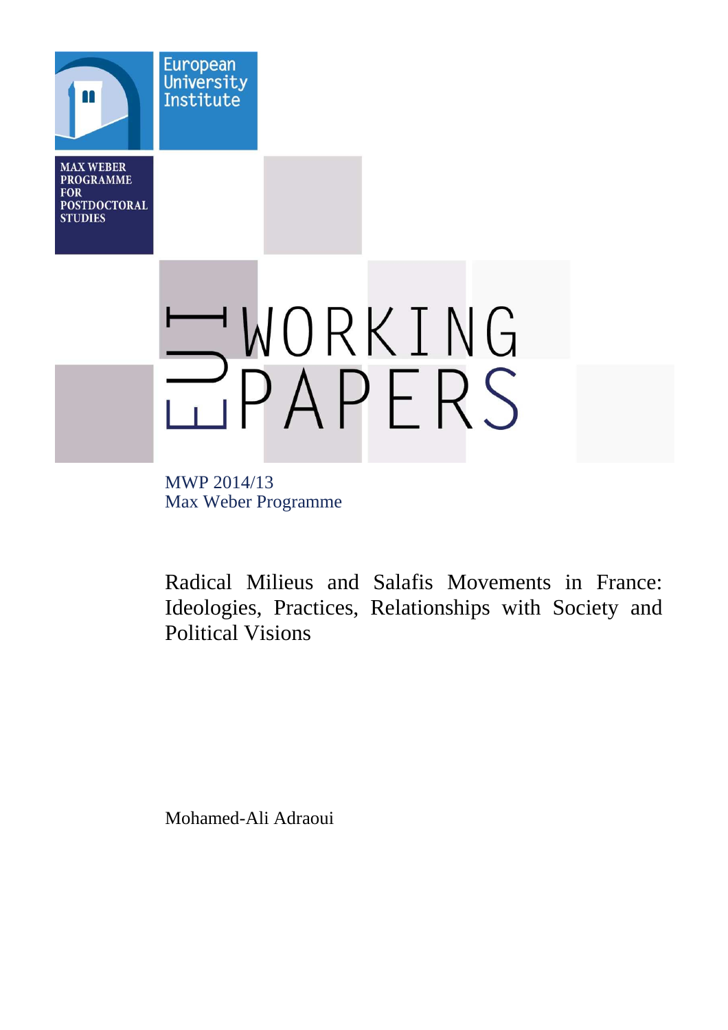European University Institute

MAX WEBER PROGRAMME FOR POSTDOCTORAL STUDIES

EUI WORKING PAPERS

MWP 2014/13
Max Weber Programme

# Radical Milieus and Salafis Movements in France: Ideologies, Practices, Relationships with Society and Political Visions

Mohamed-Ali Adraoui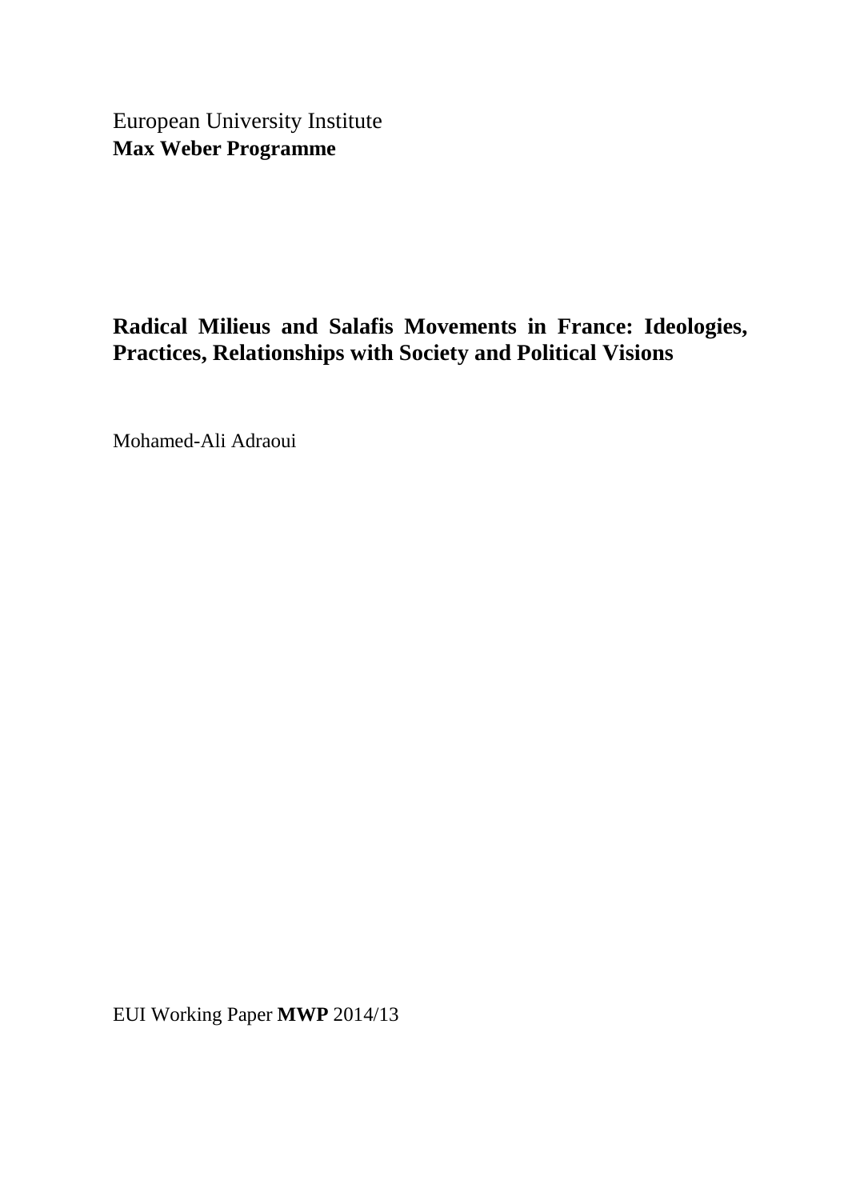European University Institute
**Max Weber Programme**

# Radical Milieus and Salafis Movements in France: Ideologies, Practices, Relationships with Society and Political Visions

Mohamed-Ali Adraoui

EUI Working Paper **MWP** 2014/13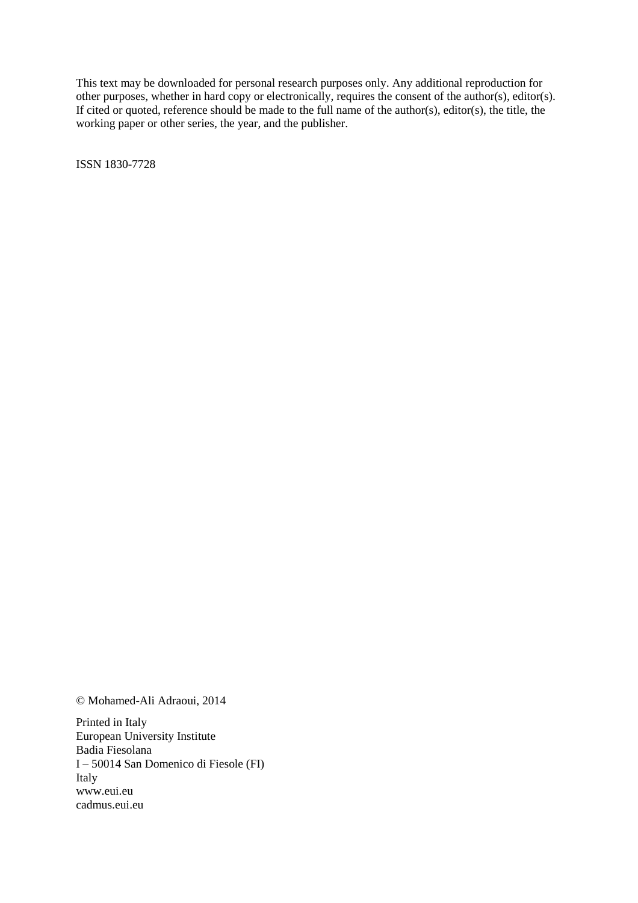This text may be downloaded for personal research purposes only. Any additional reproduction for other purposes, whether in hard copy or electronically, requires the consent of the author(s), editor(s). If cited or quoted, reference should be made to the full name of the author(s), editor(s), the title, the working paper or other series, the year, and the publisher.

ISSN 1830-7728

© Mohamed-Ali Adraoui, 2014

Printed in Italy  
European University Institute  
Badia Fiesolana  
I – 50014 San Domenico di Fiesole (FI)  
Italy  
www.eui.eu  
cadmus.eui.eu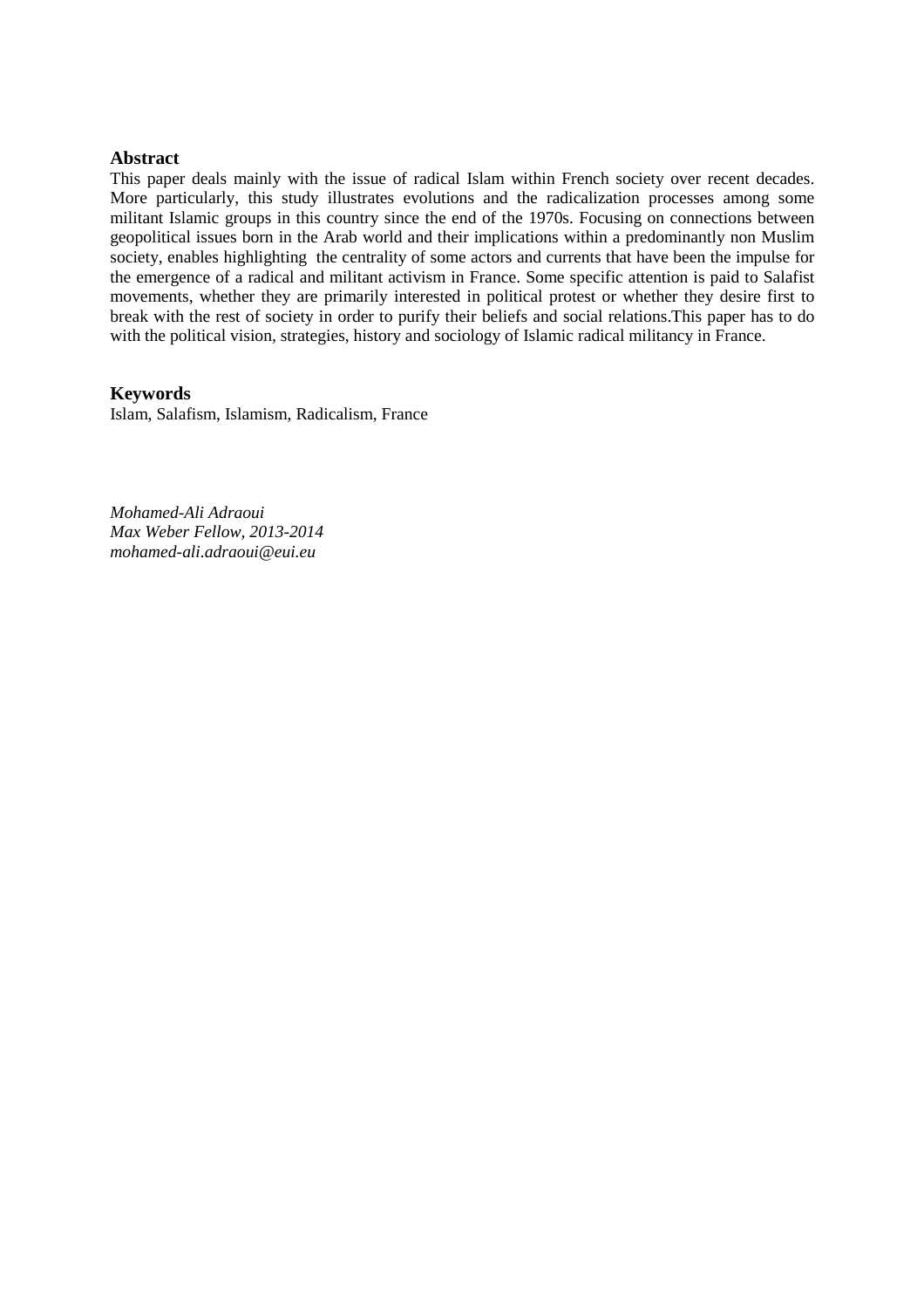## Abstract

This paper deals mainly with the issue of radical Islam within French society over recent decades. More particularly, this study illustrates evolutions and the radicalization processes among some militant Islamic groups in this country since the end of the 1970s. Focusing on connections between geopolitical issues born in the Arab world and their implications within a predominantly non Muslim society, enables highlighting the centrality of some actors and currents that have been the impulse for the emergence of a radical and militant activism in France. Some specific attention is paid to Salafist movements, whether they are primarily interested in political protest or whether they desire first to break with the rest of society in order to purify their beliefs and social relations.This paper has to do with the political vision, strategies, history and sociology of Islamic radical militancy in France.

## Keywords

Islam, Salafism, Islamism, Radicalism, France

*Mohamed-Ali Adraoui*
*Max Weber Fellow, 2013-2014*
*mohamed-ali.adraoui@eui.eu*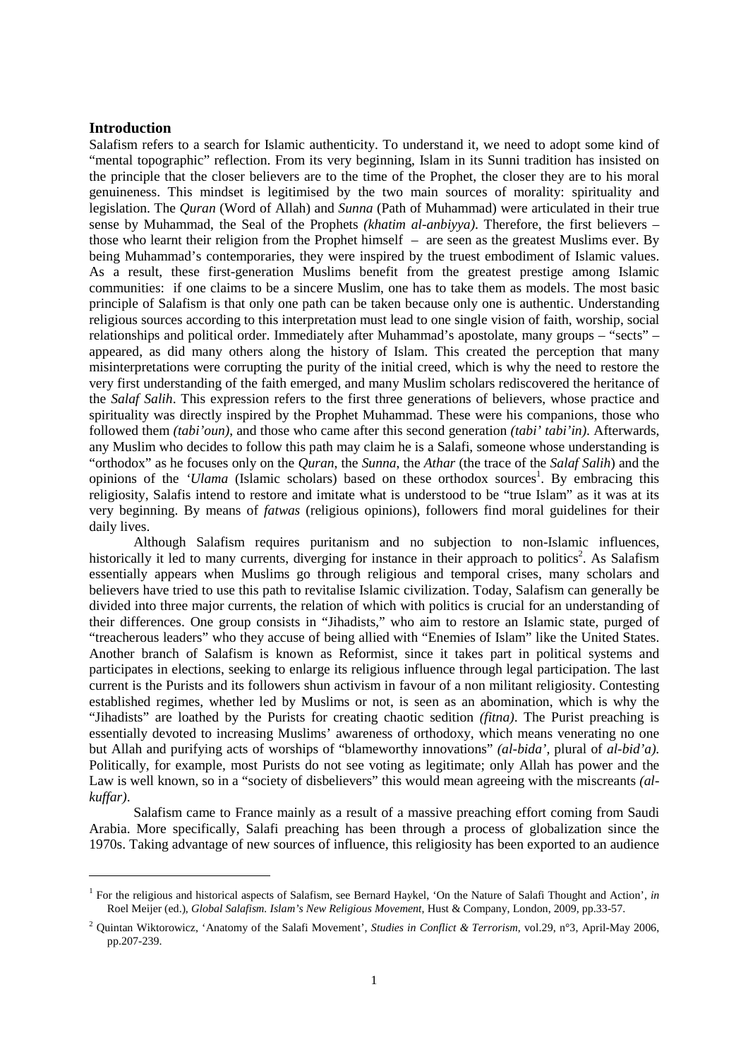## Introduction

Salafism refers to a search for Islamic authenticity. To understand it, we need to adopt some kind of "mental topographic" reflection. From its very beginning, Islam in its Sunni tradition has insisted on the principle that the closer believers are to the time of the Prophet, the closer they are to his moral genuineness. This mindset is legitimised by the two main sources of morality: spirituality and legislation. The *Quran* (Word of Allah) and *Sunna* (Path of Muhammad) were articulated in their true sense by Muhammad, the Seal of the Prophets *(khatim al-anbiyya)*. Therefore, the first believers – those who learnt their religion from the Prophet himself – are seen as the greatest Muslims ever. By being Muhammad's contemporaries, they were inspired by the truest embodiment of Islamic values. As a result, these first-generation Muslims benefit from the greatest prestige among Islamic communities: if one claims to be a sincere Muslim, one has to take them as models. The most basic principle of Salafism is that only one path can be taken because only one is authentic. Understanding religious sources according to this interpretation must lead to one single vision of faith, worship, social relationships and political order. Immediately after Muhammad's apostolate, many groups – "sects" – appeared, as did many others along the history of Islam. This created the perception that many misinterpretations were corrupting the purity of the initial creed, which is why the need to restore the very first understanding of the faith emerged, and many Muslim scholars rediscovered the heritance of the *Salaf Salih*. This expression refers to the first three generations of believers, whose practice and spirituality was directly inspired by the Prophet Muhammad. These were his companions, those who followed them *(tabi'oun)*, and those who came after this second generation *(tabi' tabi'in)*. Afterwards, any Muslim who decides to follow this path may claim he is a Salafi, someone whose understanding is "orthodox" as he focuses only on the *Quran*, the *Sunna*, the *Athar* (the trace of the *Salaf Salih*) and the opinions of the *'Ulama* (Islamic scholars) based on these orthodox sources[1]. By embracing this religiosity, Salafis intend to restore and imitate what is understood to be "true Islam" as it was at its very beginning. By means of *fatwas* (religious opinions), followers find moral guidelines for their daily lives.

Although Salafism requires puritanism and no subjection to non-Islamic influences, historically it led to many currents, diverging for instance in their approach to politics[2]. As Salafism essentially appears when Muslims go through religious and temporal crises, many scholars and believers have tried to use this path to revitalise Islamic civilization. Today, Salafism can generally be divided into three major currents, the relation of which with politics is crucial for an understanding of their differences. One group consists in "Jihadists," who aim to restore an Islamic state, purged of "treacherous leaders" who they accuse of being allied with "Enemies of Islam" like the United States. Another branch of Salafism is known as Reformist, since it takes part in political systems and participates in elections, seeking to enlarge its religious influence through legal participation. The last current is the Purists and its followers shun activism in favour of a non militant religiosity. Contesting established regimes, whether led by Muslims or not, is seen as an abomination, which is why the "Jihadists" are loathed by the Purists for creating chaotic sedition *(fitna)*. The Purist preaching is essentially devoted to increasing Muslims' awareness of orthodoxy, which means venerating no one but Allah and purifying acts of worships of "blameworthy innovations" *(al-bida'*, plural of *al-bid'a)*. Politically, for example, most Purists do not see voting as legitimate; only Allah has power and the Law is well known, so in a "society of disbelievers" this would mean agreeing with the miscreants *(al-kuffar)*.

Salafism came to France mainly as a result of a massive preaching effort coming from Saudi Arabia. More specifically, Salafi preaching has been through a process of globalization since the 1970s. Taking advantage of new sources of influence, this religiosity has been exported to an audience

---

[1] For the religious and historical aspects of Salafism, see Bernard Haykel, 'On the Nature of Salafi Thought and Action', *in* Roel Meijer (ed.), *Global Salafism. Islam's New Religious Movement*, Hust & Company, London, 2009, pp.33-57.

[2] Quintan Wiktorowicz, 'Anatomy of the Salafi Movement', *Studies in Conflict & Terrorism*, vol.29, n°3, April-May 2006, pp.207-239.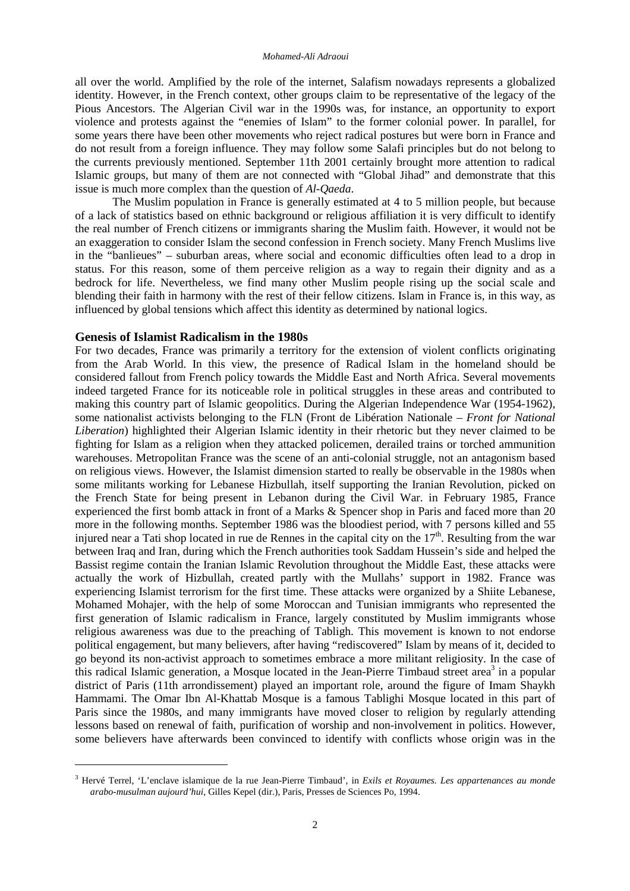all over the world. Amplified by the role of the internet, Salafism nowadays represents a globalized identity. However, in the French context, other groups claim to be representative of the legacy of the Pious Ancestors. The Algerian Civil war in the 1990s was, for instance, an opportunity to export violence and protests against the "enemies of Islam" to the former colonial power. In parallel, for some years there have been other movements who reject radical postures but were born in France and do not result from a foreign influence. They may follow some Salafi principles but do not belong to the currents previously mentioned. September 11th 2001 certainly brought more attention to radical Islamic groups, but many of them are not connected with "Global Jihad" and demonstrate that this issue is much more complex than the question of *Al-Qaeda*.

The Muslim population in France is generally estimated at 4 to 5 million people, but because of a lack of statistics based on ethnic background or religious affiliation it is very difficult to identify the real number of French citizens or immigrants sharing the Muslim faith. However, it would not be an exaggeration to consider Islam the second confession in French society. Many French Muslims live in the "banlieues" – suburban areas, where social and economic difficulties often lead to a drop in status. For this reason, some of them perceive religion as a way to regain their dignity and as a bedrock for life. Nevertheless, we find many other Muslim people rising up the social scale and blending their faith in harmony with the rest of their fellow citizens. Islam in France is, in this way, as influenced by global tensions which affect this identity as determined by national logics.

## Genesis of Islamist Radicalism in the 1980s

For two decades, France was primarily a territory for the extension of violent conflicts originating from the Arab World. In this view, the presence of Radical Islam in the homeland should be considered fallout from French policy towards the Middle East and North Africa. Several movements indeed targeted France for its noticeable role in political struggles in these areas and contributed to making this country part of Islamic geopolitics. During the Algerian Independence War (1954-1962), some nationalist activists belonging to the FLN (Front de Libération Nationale – *Front for National Liberation*) highlighted their Algerian Islamic identity in their rhetoric but they never claimed to be fighting for Islam as a religion when they attacked policemen, derailed trains or torched ammunition warehouses. Metropolitan France was the scene of an anti-colonial struggle, not an antagonism based on religious views. However, the Islamist dimension started to really be observable in the 1980s when some militants working for Lebanese Hizbullah, itself supporting the Iranian Revolution, picked on the French State for being present in Lebanon during the Civil War. in February 1985, France experienced the first bomb attack in front of a Marks & Spencer shop in Paris and faced more than 20 more in the following months. September 1986 was the bloodiest period, with 7 persons killed and 55 injured near a Tati shop located in rue de Rennes in the capital city on the 17th. Resulting from the war between Iraq and Iran, during which the French authorities took Saddam Hussein's side and helped the Bassist regime contain the Iranian Islamic Revolution throughout the Middle East, these attacks were actually the work of Hizbullah, created partly with the Mullahs' support in 1982. France was experiencing Islamist terrorism for the first time. These attacks were organized by a Shiite Lebanese, Mohamed Mohajer, with the help of some Moroccan and Tunisian immigrants who represented the first generation of Islamic radicalism in France, largely constituted by Muslim immigrants whose religious awareness was due to the preaching of Tabligh. This movement is known to not endorse political engagement, but many believers, after having "rediscovered" Islam by means of it, decided to go beyond its non-activist approach to sometimes embrace a more militant religiosity. In the case of this radical Islamic generation, a Mosque located in the Jean-Pierre Timbaud street area[3] in a popular district of Paris (11th arrondissement) played an important role, around the figure of Imam Shaykh Hammami. The Omar Ibn Al-Khattab Mosque is a famous Tablighi Mosque located in this part of Paris since the 1980s, and many immigrants have moved closer to religion by regularly attending lessons based on renewal of faith, purification of worship and non-involvement in politics. However, some believers have afterwards been convinced to identify with conflicts whose origin was in the

[3] Hervé Terrel, 'L'enclave islamique de la rue Jean-Pierre Timbaud', in *Exils et Royaumes. Les appartenances au monde arabo-musulman aujourd'hui*, Gilles Kepel (dir.), Paris, Presses de Sciences Po, 1994.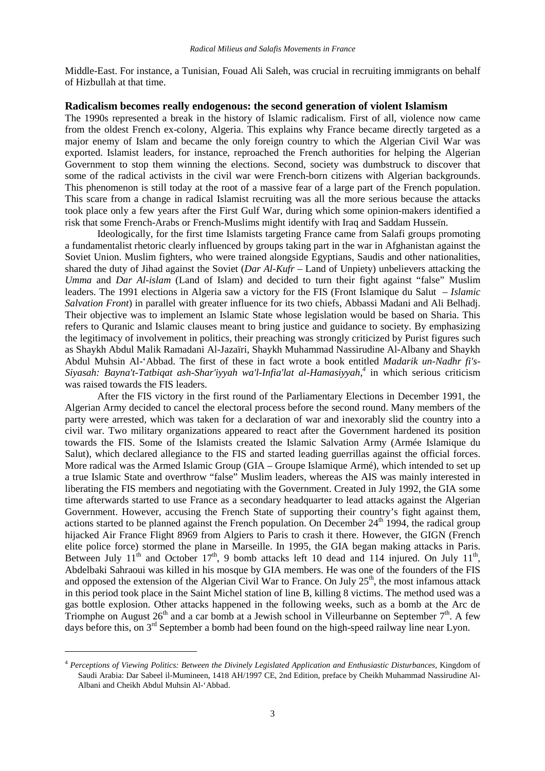Middle-East. For instance, a Tunisian, Fouad Ali Saleh, was crucial in recruiting immigrants on behalf of Hizbullah at that time.

## Radicalism becomes really endogenous: the second generation of violent Islamism

The 1990s represented a break in the history of Islamic radicalism. First of all, violence now came from the oldest French ex-colony, Algeria. This explains why France became directly targeted as a major enemy of Islam and became the only foreign country to which the Algerian Civil War was exported. Islamist leaders, for instance, reproached the French authorities for helping the Algerian Government to stop them winning the elections. Second, society was dumbstruck to discover that some of the radical activists in the civil war were French-born citizens with Algerian backgrounds. This phenomenon is still today at the root of a massive fear of a large part of the French population. This scare from a change in radical Islamist recruiting was all the more serious because the attacks took place only a few years after the First Gulf War, during which some opinion-makers identified a risk that some French-Arabs or French-Muslims might identify with Iraq and Saddam Husseïn.

Ideologically, for the first time Islamists targeting France came from Salafi groups promoting a fundamentalist rhetoric clearly influenced by groups taking part in the war in Afghanistan against the Soviet Union. Muslim fighters, who were trained alongside Egyptians, Saudis and other nationalities, shared the duty of Jihad against the Soviet (*Dar Al-Kufr* – Land of Unpiety) unbelievers attacking the *Umma* and *Dar Al-islam* (Land of Islam) and decided to turn their fight against "false" Muslim leaders. The 1991 elections in Algeria saw a victory for the FIS (Front Islamique du Salut – *Islamic Salvation Front*) in parallel with greater influence for its two chiefs, Abbassi Madani and Ali Belhadj. Their objective was to implement an Islamic State whose legislation would be based on Sharia. This refers to Quranic and Islamic clauses meant to bring justice and guidance to society. By emphasizing the legitimacy of involvement in politics, their preaching was strongly criticized by Purist figures such as Shaykh Abdul Malik Ramadani Al-Jazaïri, Shaykh Muhammad Nassirudine Al-Albany and Shaykh Abdul Muhsin Al-'Abbad. The first of these in fact wrote a book entitled *Madarik un-Nadhr fi's-Siyasah: Bayna't-Tatbiqat ash-Shar'iyyah wa'l-Infia'lat al-Hamasiyyah,*[4] in which serious criticism was raised towards the FIS leaders.

After the FIS victory in the first round of the Parliamentary Elections in December 1991, the Algerian Army decided to cancel the electoral process before the second round. Many members of the party were arrested, which was taken for a declaration of war and inexorably slid the country into a civil war. Two military organizations appeared to react after the Government hardened its position towards the FIS. Some of the Islamists created the Islamic Salvation Army (Armée Islamique du Salut), which declared allegiance to the FIS and started leading guerrillas against the official forces. More radical was the Armed Islamic Group (GIA – Groupe Islamique Armé), which intended to set up a true Islamic State and overthrow "false" Muslim leaders, whereas the AIS was mainly interested in liberating the FIS members and negotiating with the Government. Created in July 1992, the GIA some time afterwards started to use France as a secondary headquarter to lead attacks against the Algerian Government. However, accusing the French State of supporting their country's fight against them, actions started to be planned against the French population. On December 24th 1994, the radical group hijacked Air France Flight 8969 from Algiers to Paris to crash it there. However, the GIGN (French elite police force) stormed the plane in Marseille. In 1995, the GIA began making attacks in Paris. Between July 11th and October 17th, 9 bomb attacks left 10 dead and 114 injured. On July 11th, Abdelbaki Sahraoui was killed in his mosque by GIA members. He was one of the founders of the FIS and opposed the extension of the Algerian Civil War to France. On July 25th, the most infamous attack in this period took place in the Saint Michel station of line B, killing 8 victims. The method used was a gas bottle explosion. Other attacks happened in the following weeks, such as a bomb at the Arc de Triomphe on August 26th and a car bomb at a Jewish school in Villeurbanne on September 7th. A few days before this, on 3rd September a bomb had been found on the high-speed railway line near Lyon.

---

[4] *Perceptions of Viewing Politics: Between the Divinely Legislated Application and Enthusiastic Disturbances*, Kingdom of Saudi Arabia: Dar Sabeel il-Mumineen, 1418 AH/1997 CE, 2nd Edition, preface by Cheikh Muhammad Nassirudine Al-Albani and Cheikh Abdul Muhsin Al-'Abbad.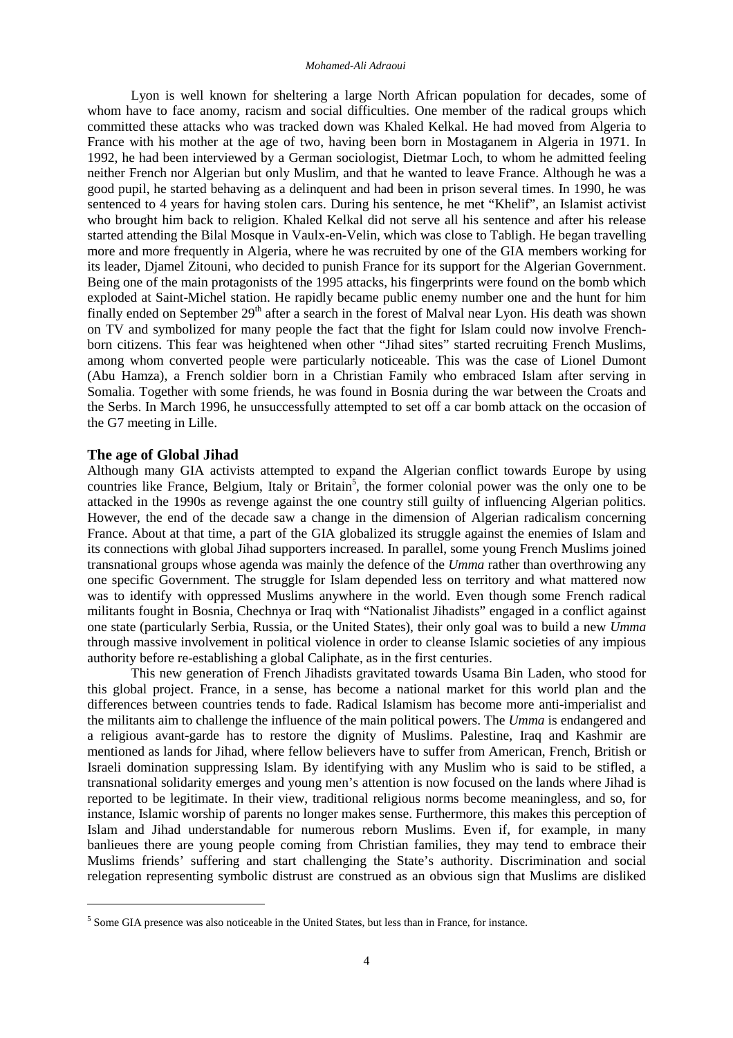Lyon is well known for sheltering a large North African population for decades, some of whom have to face anomy, racism and social difficulties. One member of the radical groups which committed these attacks who was tracked down was Khaled Kelkal. He had moved from Algeria to France with his mother at the age of two, having been born in Mostaganem in Algeria in 1971. In 1992, he had been interviewed by a German sociologist, Dietmar Loch, to whom he admitted feeling neither French nor Algerian but only Muslim, and that he wanted to leave France. Although he was a good pupil, he started behaving as a delinquent and had been in prison several times. In 1990, he was sentenced to 4 years for having stolen cars. During his sentence, he met "Khelif", an Islamist activist who brought him back to religion. Khaled Kelkal did not serve all his sentence and after his release started attending the Bilal Mosque in Vaulx-en-Velin, which was close to Tabligh. He began travelling more and more frequently in Algeria, where he was recruited by one of the GIA members working for its leader, Djamel Zitouni, who decided to punish France for its support for the Algerian Government. Being one of the main protagonists of the 1995 attacks, his fingerprints were found on the bomb which exploded at Saint-Michel station. He rapidly became public enemy number one and the hunt for him finally ended on September 29th after a search in the forest of Malval near Lyon. His death was shown on TV and symbolized for many people the fact that the fight for Islam could now involve French-born citizens. This fear was heightened when other "Jihad sites" started recruiting French Muslims, among whom converted people were particularly noticeable. This was the case of Lionel Dumont (Abu Hamza), a French soldier born in a Christian Family who embraced Islam after serving in Somalia. Together with some friends, he was found in Bosnia during the war between the Croats and the Serbs. In March 1996, he unsuccessfully attempted to set off a car bomb attack on the occasion of the G7 meeting in Lille.

## The age of Global Jihad

Although many GIA activists attempted to expand the Algerian conflict towards Europe by using countries like France, Belgium, Italy or Britain[5], the former colonial power was the only one to be attacked in the 1990s as revenge against the one country still guilty of influencing Algerian politics. However, the end of the decade saw a change in the dimension of Algerian radicalism concerning France. About at that time, a part of the GIA globalized its struggle against the enemies of Islam and its connections with global Jihad supporters increased. In parallel, some young French Muslims joined transnational groups whose agenda was mainly the defence of the *Umma* rather than overthrowing any one specific Government. The struggle for Islam depended less on territory and what mattered now was to identify with oppressed Muslims anywhere in the world. Even though some French radical militants fought in Bosnia, Chechnya or Iraq with "Nationalist Jihadists" engaged in a conflict against one state (particularly Serbia, Russia, or the United States), their only goal was to build a new *Umma* through massive involvement in political violence in order to cleanse Islamic societies of any impious authority before re-establishing a global Caliphate, as in the first centuries.

This new generation of French Jihadists gravitated towards Usama Bin Laden, who stood for this global project. France, in a sense, has become a national market for this world plan and the differences between countries tends to fade. Radical Islamism has become more anti-imperialist and the militants aim to challenge the influence of the main political powers. The *Umma* is endangered and a religious avant-garde has to restore the dignity of Muslims. Palestine, Iraq and Kashmir are mentioned as lands for Jihad, where fellow believers have to suffer from American, French, British or Israeli domination suppressing Islam. By identifying with any Muslim who is said to be stifled, a transnational solidarity emerges and young men's attention is now focused on the lands where Jihad is reported to be legitimate. In their view, traditional religious norms become meaningless, and so, for instance, Islamic worship of parents no longer makes sense. Furthermore, this makes this perception of Islam and Jihad understandable for numerous reborn Muslims. Even if, for example, in many banlieues there are young people coming from Christian families, they may tend to embrace their Muslims friends' suffering and start challenging the State's authority. Discrimination and social relegation representing symbolic distrust are construed as an obvious sign that Muslims are disliked

[5] Some GIA presence was also noticeable in the United States, but less than in France, for instance.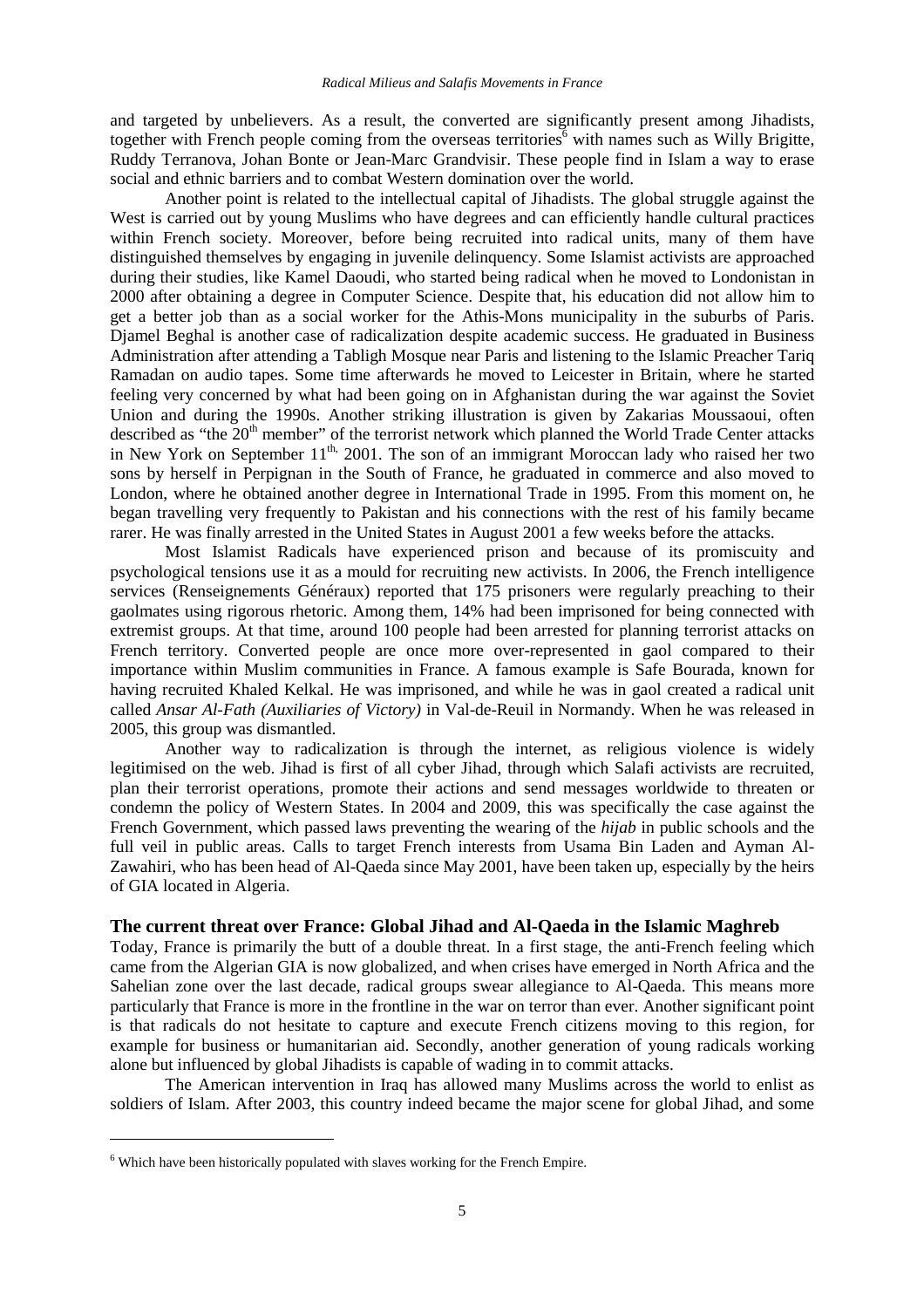and targeted by unbelievers. As a result, the converted are significantly present among Jihadists, together with French people coming from the overseas territories[6] with names such as Willy Brigitte, Ruddy Terranova, Johan Bonte or Jean-Marc Grandvisir. These people find in Islam a way to erase social and ethnic barriers and to combat Western domination over the world.

Another point is related to the intellectual capital of Jihadists. The global struggle against the West is carried out by young Muslims who have degrees and can efficiently handle cultural practices within French society. Moreover, before being recruited into radical units, many of them have distinguished themselves by engaging in juvenile delinquency. Some Islamist activists are approached during their studies, like Kamel Daoudi, who started being radical when he moved to Londonistan in 2000 after obtaining a degree in Computer Science. Despite that, his education did not allow him to get a better job than as a social worker for the Athis-Mons municipality in the suburbs of Paris. Djamel Beghal is another case of radicalization despite academic success. He graduated in Business Administration after attending a Tabligh Mosque near Paris and listening to the Islamic Preacher Tariq Ramadan on audio tapes. Some time afterwards he moved to Leicester in Britain, where he started feeling very concerned by what had been going on in Afghanistan during the war against the Soviet Union and during the 1990s. Another striking illustration is given by Zakarias Moussaoui, often described as "the 20th member" of the terrorist network which planned the World Trade Center attacks in New York on September 11th, 2001. The son of an immigrant Moroccan lady who raised her two sons by herself in Perpignan in the South of France, he graduated in commerce and also moved to London, where he obtained another degree in International Trade in 1995. From this moment on, he began travelling very frequently to Pakistan and his connections with the rest of his family became rarer. He was finally arrested in the United States in August 2001 a few weeks before the attacks.

Most Islamist Radicals have experienced prison and because of its promiscuity and psychological tensions use it as a mould for recruiting new activists. In 2006, the French intelligence services (Renseignements Généraux) reported that 175 prisoners were regularly preaching to their gaolmates using rigorous rhetoric. Among them, 14% had been imprisoned for being connected with extremist groups. At that time, around 100 people had been arrested for planning terrorist attacks on French territory. Converted people are once more over-represented in gaol compared to their importance within Muslim communities in France. A famous example is Safe Bourada, known for having recruited Khaled Kelkal. He was imprisoned, and while he was in gaol created a radical unit called *Ansar Al-Fath (Auxiliaries of Victory)* in Val-de-Reuil in Normandy. When he was released in 2005, this group was dismantled.

Another way to radicalization is through the internet, as religious violence is widely legitimised on the web. Jihad is first of all cyber Jihad, through which Salafi activists are recruited, plan their terrorist operations, promote their actions and send messages worldwide to threaten or condemn the policy of Western States. In 2004 and 2009, this was specifically the case against the French Government, which passed laws preventing the wearing of the *hijab* in public schools and the full veil in public areas. Calls to target French interests from Usama Bin Laden and Ayman Al-Zawahiri, who has been head of Al-Qaeda since May 2001, have been taken up, especially by the heirs of GIA located in Algeria.

## The current threat over France: Global Jihad and Al-Qaeda in the Islamic Maghreb

Today, France is primarily the butt of a double threat. In a first stage, the anti-French feeling which came from the Algerian GIA is now globalized, and when crises have emerged in North Africa and the Sahelian zone over the last decade, radical groups swear allegiance to Al-Qaeda. This means more particularly that France is more in the frontline in the war on terror than ever. Another significant point is that radicals do not hesitate to capture and execute French citizens moving to this region, for example for business or humanitarian aid. Secondly, another generation of young radicals working alone but influenced by global Jihadists is capable of wading in to commit attacks.

The American intervention in Iraq has allowed many Muslims across the world to enlist as soldiers of Islam. After 2003, this country indeed became the major scene for global Jihad, and some

[6] Which have been historically populated with slaves working for the French Empire.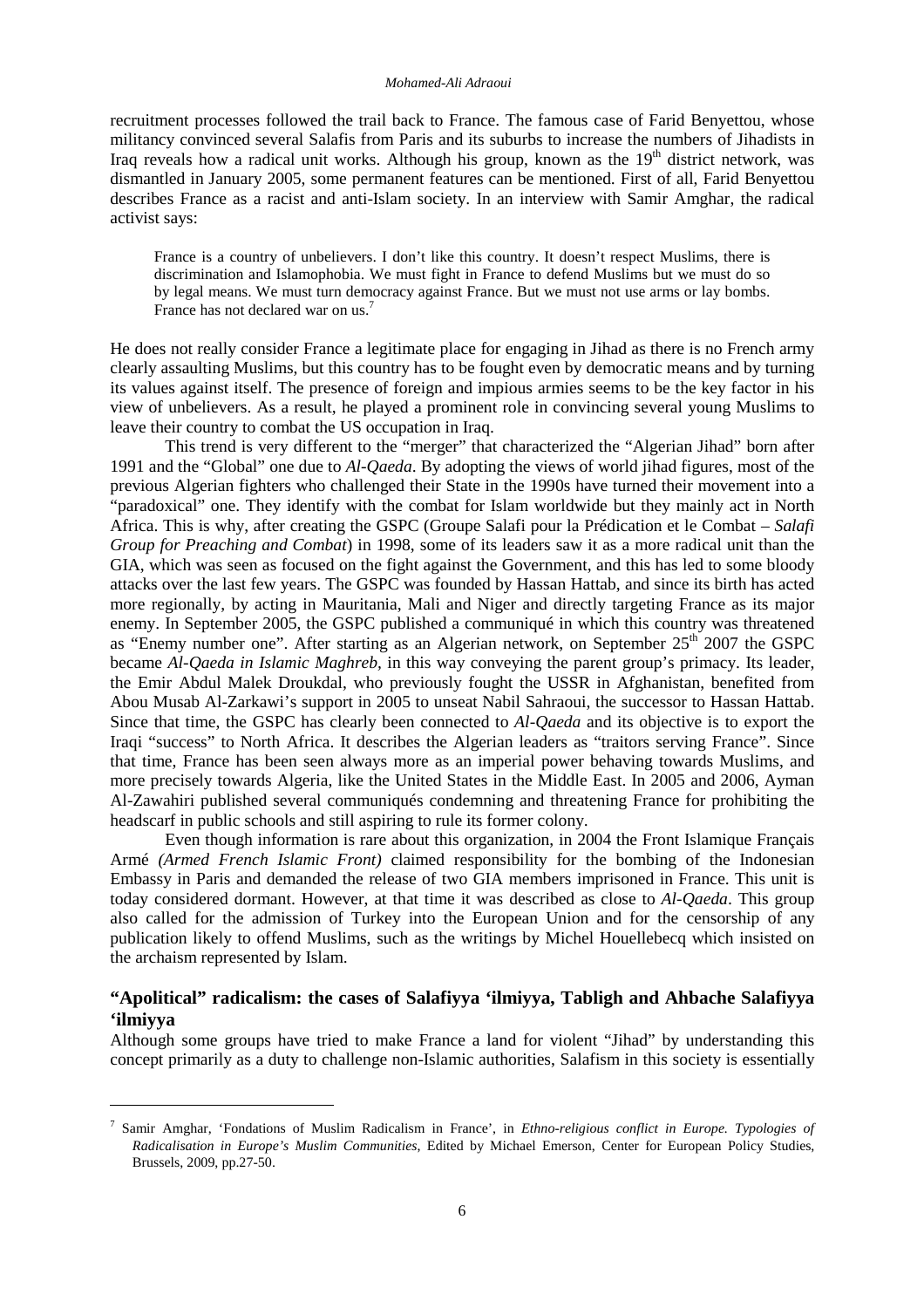recruitment processes followed the trail back to France. The famous case of Farid Benyettou, whose militancy convinced several Salafis from Paris and its suburbs to increase the numbers of Jihadists in Iraq reveals how a radical unit works. Although his group, known as the 19th district network, was dismantled in January 2005, some permanent features can be mentioned. First of all, Farid Benyettou describes France as a racist and anti-Islam society. In an interview with Samir Amghar, the radical activist says:

> France is a country of unbelievers. I don't like this country. It doesn't respect Muslims, there is discrimination and Islamophobia. We must fight in France to defend Muslims but we must do so by legal means. We must turn democracy against France. But we must not use arms or lay bombs. France has not declared war on us.[7]

He does not really consider France a legitimate place for engaging in Jihad as there is no French army clearly assaulting Muslims, but this country has to be fought even by democratic means and by turning its values against itself. The presence of foreign and impious armies seems to be the key factor in his view of unbelievers. As a result, he played a prominent role in convincing several young Muslims to leave their country to combat the US occupation in Iraq.

This trend is very different to the "merger" that characterized the "Algerian Jihad" born after 1991 and the "Global" one due to *Al-Qaeda*. By adopting the views of world jihad figures, most of the previous Algerian fighters who challenged their State in the 1990s have turned their movement into a "paradoxical" one. They identify with the combat for Islam worldwide but they mainly act in North Africa. This is why, after creating the GSPC (Groupe Salafi pour la Prédication et le Combat – *Salafi Group for Preaching and Combat*) in 1998, some of its leaders saw it as a more radical unit than the GIA, which was seen as focused on the fight against the Government, and this has led to some bloody attacks over the last few years. The GSPC was founded by Hassan Hattab, and since its birth has acted more regionally, by acting in Mauritania, Mali and Niger and directly targeting France as its major enemy. In September 2005, the GSPC published a communiqué in which this country was threatened as "Enemy number one". After starting as an Algerian network, on September 25th 2007 the GSPC became *Al-Qaeda in Islamic Maghreb,* in this way conveying the parent group's primacy. Its leader, the Emir Abdul Malek Droukdal, who previously fought the USSR in Afghanistan, benefited from Abou Musab Al-Zarkawi's support in 2005 to unseat Nabil Sahraoui, the successor to Hassan Hattab. Since that time, the GSPC has clearly been connected to *Al-Qaeda* and its objective is to export the Iraqi "success" to North Africa. It describes the Algerian leaders as "traitors serving France". Since that time, France has been seen always more as an imperial power behaving towards Muslims, and more precisely towards Algeria, like the United States in the Middle East. In 2005 and 2006, Ayman Al-Zawahiri published several communiqués condemning and threatening France for prohibiting the headscarf in public schools and still aspiring to rule its former colony.

Even though information is rare about this organization, in 2004 the Front Islamique Français Armé *(Armed French Islamic Front)* claimed responsibility for the bombing of the Indonesian Embassy in Paris and demanded the release of two GIA members imprisoned in France. This unit is today considered dormant. However, at that time it was described as close to *Al-Qaeda*. This group also called for the admission of Turkey into the European Union and for the censorship of any publication likely to offend Muslims, such as the writings by Michel Houellebecq which insisted on the archaism represented by Islam.

## "Apolitical" radicalism: the cases of Salafiyya 'ilmiyya, Tabligh and Ahbache Salafiyya 'ilmiyya

Although some groups have tried to make France a land for violent "Jihad" by understanding this concept primarily as a duty to challenge non-Islamic authorities, Salafism in this society is essentially

[7] Samir Amghar, 'Fondations of Muslim Radicalism in France', in *Ethno-religious conflict in Europe. Typologies of Radicalisation in Europe's Muslim Communities*, Edited by Michael Emerson, Center for European Policy Studies, Brussels, 2009, pp.27-50.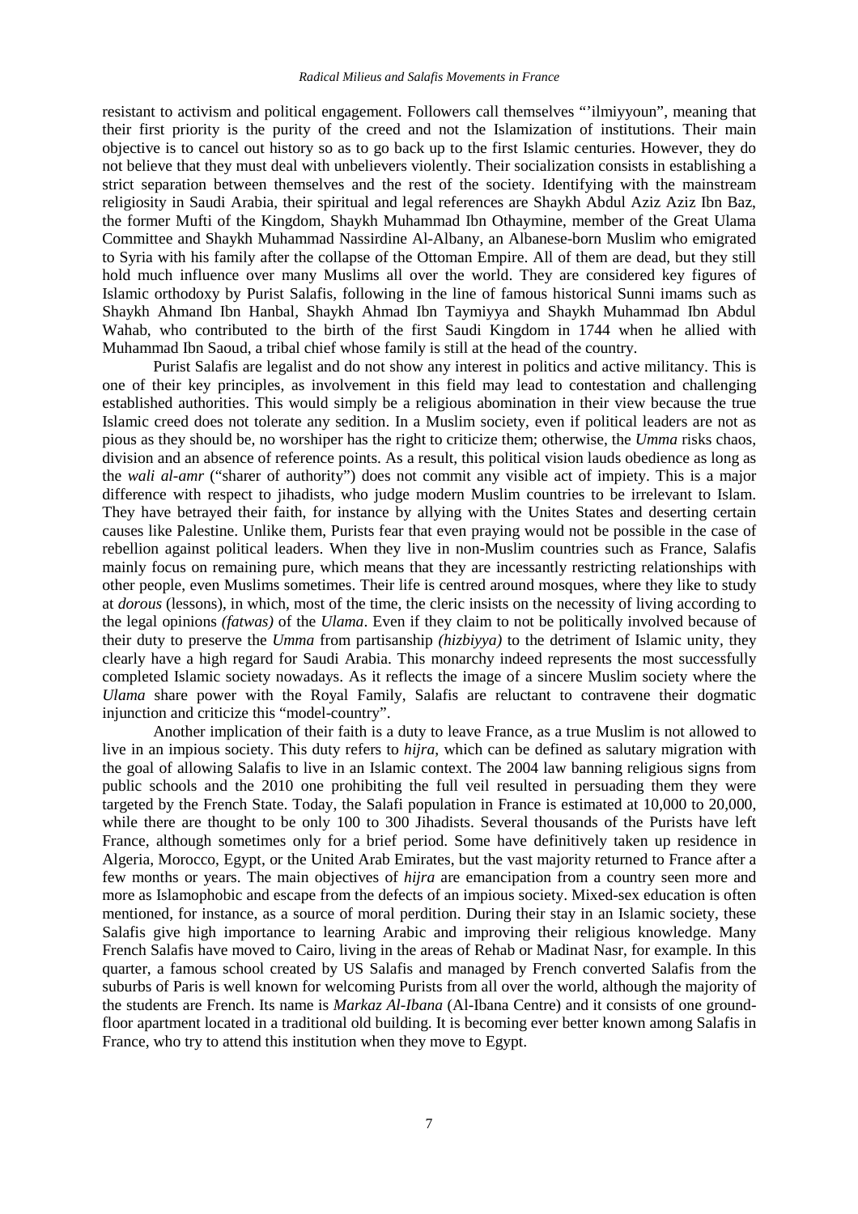resistant to activism and political engagement. Followers call themselves "'ilmiyyoun", meaning that their first priority is the purity of the creed and not the Islamization of institutions. Their main objective is to cancel out history so as to go back up to the first Islamic centuries. However, they do not believe that they must deal with unbelievers violently. Their socialization consists in establishing a strict separation between themselves and the rest of the society. Identifying with the mainstream religiosity in Saudi Arabia, their spiritual and legal references are Shaykh Abdul Aziz Aziz Ibn Baz, the former Mufti of the Kingdom, Shaykh Muhammad Ibn Othaymine, member of the Great Ulama Committee and Shaykh Muhammad Nassirdine Al-Albany, an Albanese-born Muslim who emigrated to Syria with his family after the collapse of the Ottoman Empire. All of them are dead, but they still hold much influence over many Muslims all over the world. They are considered key figures of Islamic orthodoxy by Purist Salafis, following in the line of famous historical Sunni imams such as Shaykh Ahmand Ibn Hanbal, Shaykh Ahmad Ibn Taymiyya and Shaykh Muhammad Ibn Abdul Wahab, who contributed to the birth of the first Saudi Kingdom in 1744 when he allied with Muhammad Ibn Saoud, a tribal chief whose family is still at the head of the country.

Purist Salafis are legalist and do not show any interest in politics and active militancy. This is one of their key principles, as involvement in this field may lead to contestation and challenging established authorities. This would simply be a religious abomination in their view because the true Islamic creed does not tolerate any sedition. In a Muslim society, even if political leaders are not as pious as they should be, no worshiper has the right to criticize them; otherwise, the *Umma* risks chaos, division and an absence of reference points. As a result, this political vision lauds obedience as long as the *wali al-amr* ("sharer of authority") does not commit any visible act of impiety. This is a major difference with respect to jihadists, who judge modern Muslim countries to be irrelevant to Islam. They have betrayed their faith, for instance by allying with the Unites States and deserting certain causes like Palestine. Unlike them, Purists fear that even praying would not be possible in the case of rebellion against political leaders. When they live in non-Muslim countries such as France, Salafis mainly focus on remaining pure, which means that they are incessantly restricting relationships with other people, even Muslims sometimes. Their life is centred around mosques, where they like to study at *dorous* (lessons), in which, most of the time, the cleric insists on the necessity of living according to the legal opinions *(fatwas)* of the *Ulama*. Even if they claim to not be politically involved because of their duty to preserve the *Umma* from partisanship *(hizbiyya)* to the detriment of Islamic unity, they clearly have a high regard for Saudi Arabia. This monarchy indeed represents the most successfully completed Islamic society nowadays. As it reflects the image of a sincere Muslim society where the *Ulama* share power with the Royal Family, Salafis are reluctant to contravene their dogmatic injunction and criticize this "model-country".

Another implication of their faith is a duty to leave France, as a true Muslim is not allowed to live in an impious society. This duty refers to *hijra*, which can be defined as salutary migration with the goal of allowing Salafis to live in an Islamic context. The 2004 law banning religious signs from public schools and the 2010 one prohibiting the full veil resulted in persuading them they were targeted by the French State. Today, the Salafi population in France is estimated at 10,000 to 20,000, while there are thought to be only 100 to 300 Jihadists. Several thousands of the Purists have left France, although sometimes only for a brief period. Some have definitively taken up residence in Algeria, Morocco, Egypt, or the United Arab Emirates, but the vast majority returned to France after a few months or years. The main objectives of *hijra* are emancipation from a country seen more and more as Islamophobic and escape from the defects of an impious society. Mixed-sex education is often mentioned, for instance, as a source of moral perdition. During their stay in an Islamic society, these Salafis give high importance to learning Arabic and improving their religious knowledge. Many French Salafis have moved to Cairo, living in the areas of Rehab or Madinat Nasr, for example. In this quarter, a famous school created by US Salafis and managed by French converted Salafis from the suburbs of Paris is well known for welcoming Purists from all over the world, although the majority of the students are French. Its name is *Markaz Al-Ibana* (Al-Ibana Centre) and it consists of one ground-floor apartment located in a traditional old building. It is becoming ever better known among Salafis in France, who try to attend this institution when they move to Egypt.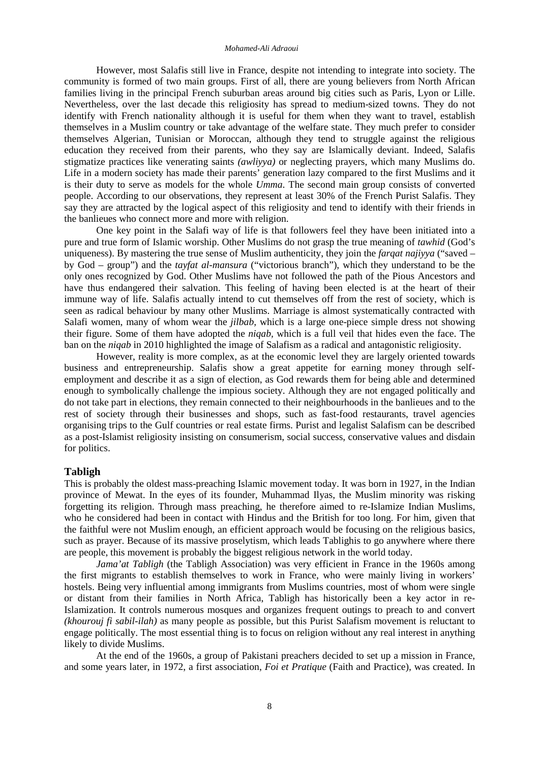However, most Salafis still live in France, despite not intending to integrate into society. The community is formed of two main groups. First of all, there are young believers from North African families living in the principal French suburban areas around big cities such as Paris, Lyon or Lille. Nevertheless, over the last decade this religiosity has spread to medium-sized towns. They do not identify with French nationality although it is useful for them when they want to travel, establish themselves in a Muslim country or take advantage of the welfare state. They much prefer to consider themselves Algerian, Tunisian or Moroccan, although they tend to struggle against the religious education they received from their parents, who they say are Islamically deviant. Indeed, Salafis stigmatize practices like venerating saints *(awliyya)* or neglecting prayers, which many Muslims do. Life in a modern society has made their parents' generation lazy compared to the first Muslims and it is their duty to serve as models for the whole *Umma*. The second main group consists of converted people. According to our observations, they represent at least 30% of the French Purist Salafis. They say they are attracted by the logical aspect of this religiosity and tend to identify with their friends in the banlieues who connect more and more with religion.

One key point in the Salafi way of life is that followers feel they have been initiated into a pure and true form of Islamic worship. Other Muslims do not grasp the true meaning of *tawhid* (God's uniqueness). By mastering the true sense of Muslim authenticity, they join the *farqat najiyya* ("saved – by God – group") and the *tayfat al-mansura* ("victorious branch"), which they understand to be the only ones recognized by God. Other Muslims have not followed the path of the Pious Ancestors and have thus endangered their salvation. This feeling of having been elected is at the heart of their immune way of life. Salafis actually intend to cut themselves off from the rest of society, which is seen as radical behaviour by many other Muslims. Marriage is almost systematically contracted with Salafi women, many of whom wear the *jilbab*, which is a large one-piece simple dress not showing their figure. Some of them have adopted the *niqab*, which is a full veil that hides even the face. The ban on the *niqab* in 2010 highlighted the image of Salafism as a radical and antagonistic religiosity.

However, reality is more complex, as at the economic level they are largely oriented towards business and entrepreneurship. Salafis show a great appetite for earning money through self-employment and describe it as a sign of election, as God rewards them for being able and determined enough to symbolically challenge the impious society. Although they are not engaged politically and do not take part in elections, they remain connected to their neighbourhoods in the banlieues and to the rest of society through their businesses and shops, such as fast-food restaurants, travel agencies organising trips to the Gulf countries or real estate firms. Purist and legalist Salafism can be described as a post-Islamist religiosity insisting on consumerism, social success, conservative values and disdain for politics.

## Tabligh

This is probably the oldest mass-preaching Islamic movement today. It was born in 1927, in the Indian province of Mewat. In the eyes of its founder, Muhammad Ilyas, the Muslim minority was risking forgetting its religion. Through mass preaching, he therefore aimed to re-Islamize Indian Muslims, who he considered had been in contact with Hindus and the British for too long. For him, given that the faithful were not Muslim enough, an efficient approach would be focusing on the religious basics, such as prayer. Because of its massive proselytism, which leads Tablighis to go anywhere where there are people, this movement is probably the biggest religious network in the world today.

*Jama'at Tabligh* (the Tabligh Association) was very efficient in France in the 1960s among the first migrants to establish themselves to work in France, who were mainly living in workers' hostels. Being very influential among immigrants from Muslims countries, most of whom were single or distant from their families in North Africa, Tabligh has historically been a key actor in re-Islamization. It controls numerous mosques and organizes frequent outings to preach to and convert *(khourouj fi sabil-ilah)* as many people as possible, but this Purist Salafism movement is reluctant to engage politically. The most essential thing is to focus on religion without any real interest in anything likely to divide Muslims.

At the end of the 1960s, a group of Pakistani preachers decided to set up a mission in France, and some years later, in 1972, a first association, *Foi et Pratique* (Faith and Practice), was created. In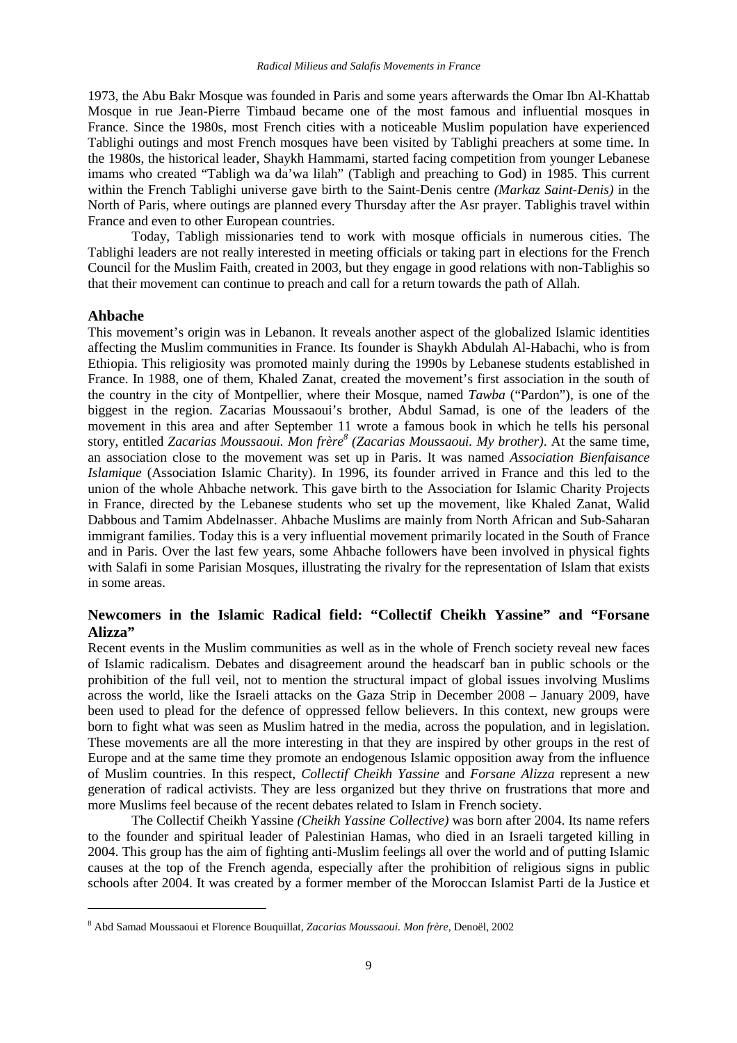1973, the Abu Bakr Mosque was founded in Paris and some years afterwards the Omar Ibn Al-Khattab Mosque in rue Jean-Pierre Timbaud became one of the most famous and influential mosques in France. Since the 1980s, most French cities with a noticeable Muslim population have experienced Tablighi outings and most French mosques have been visited by Tablighi preachers at some time. In the 1980s, the historical leader, Shaykh Hammami, started facing competition from younger Lebanese imams who created "Tabligh wa da'wa lilah" (Tabligh and preaching to God) in 1985. This current within the French Tablighi universe gave birth to the Saint-Denis centre *(Markaz Saint-Denis)* in the North of Paris, where outings are planned every Thursday after the Asr prayer. Tablighis travel within France and even to other European countries.

Today, Tabligh missionaries tend to work with mosque officials in numerous cities. The Tablighi leaders are not really interested in meeting officials or taking part in elections for the French Council for the Muslim Faith, created in 2003, but they engage in good relations with non-Tablighis so that their movement can continue to preach and call for a return towards the path of Allah.

## Ahbache

This movement's origin was in Lebanon. It reveals another aspect of the globalized Islamic identities affecting the Muslim communities in France. Its founder is Shaykh Abdulah Al-Habachi, who is from Ethiopia. This religiosity was promoted mainly during the 1990s by Lebanese students established in France. In 1988, one of them, Khaled Zanat, created the movement's first association in the south of the country in the city of Montpellier, where their Mosque, named *Tawba* ("Pardon"), is one of the biggest in the region. Zacarias Moussaoui's brother, Abdul Samad, is one of the leaders of the movement in this area and after September 11 wrote a famous book in which he tells his personal story, entitled *Zacarias Moussaoui. Mon frère*[8] *(Zacarias Moussaoui. My brother)*. At the same time, an association close to the movement was set up in Paris. It was named *Association Bienfaisance Islamique* (Association Islamic Charity). In 1996, its founder arrived in France and this led to the union of the whole Ahbache network. This gave birth to the Association for Islamic Charity Projects in France, directed by the Lebanese students who set up the movement, like Khaled Zanat, Walid Dabbous and Tamim Abdelnasser. Ahbache Muslims are mainly from North African and Sub-Saharan immigrant families. Today this is a very influential movement primarily located in the South of France and in Paris. Over the last few years, some Ahbache followers have been involved in physical fights with Salafi in some Parisian Mosques, illustrating the rivalry for the representation of Islam that exists in some areas.

## Newcomers in the Islamic Radical field: "Collectif Cheikh Yassine" and "Forsane Alizza"

Recent events in the Muslim communities as well as in the whole of French society reveal new faces of Islamic radicalism. Debates and disagreement around the headscarf ban in public schools or the prohibition of the full veil, not to mention the structural impact of global issues involving Muslims across the world, like the Israeli attacks on the Gaza Strip in December 2008 – January 2009, have been used to plead for the defence of oppressed fellow believers. In this context, new groups were born to fight what was seen as Muslim hatred in the media, across the population, and in legislation. These movements are all the more interesting in that they are inspired by other groups in the rest of Europe and at the same time they promote an endogenous Islamic opposition away from the influence of Muslim countries. In this respect, *Collectif Cheikh Yassine* and *Forsane Alizza* represent a new generation of radical activists. They are less organized but they thrive on frustrations that more and more Muslims feel because of the recent debates related to Islam in French society.

The Collectif Cheikh Yassine *(Cheikh Yassine Collective)* was born after 2004. Its name refers to the founder and spiritual leader of Palestinian Hamas, who died in an Israeli targeted killing in 2004. This group has the aim of fighting anti-Muslim feelings all over the world and of putting Islamic causes at the top of the French agenda, especially after the prohibition of religious signs in public schools after 2004. It was created by a former member of the Moroccan Islamist Parti de la Justice et

---

[8] Abd Samad Moussaoui et Florence Bouquillat, *Zacarias Moussaoui. Mon frère*, Denoël, 2002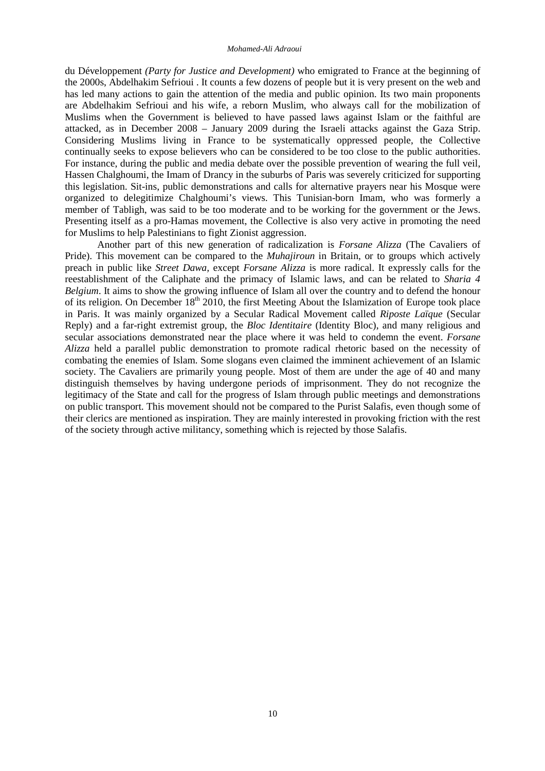du Développement *(Party for Justice and Development)* who emigrated to France at the beginning of the 2000s, Abdelhakim Sefrioui . It counts a few dozens of people but it is very present on the web and has led many actions to gain the attention of the media and public opinion. Its two main proponents are Abdelhakim Sefrioui and his wife, a reborn Muslim, who always call for the mobilization of Muslims when the Government is believed to have passed laws against Islam or the faithful are attacked, as in December 2008 – January 2009 during the Israeli attacks against the Gaza Strip. Considering Muslims living in France to be systematically oppressed people, the Collective continually seeks to expose believers who can be considered to be too close to the public authorities. For instance, during the public and media debate over the possible prevention of wearing the full veil, Hassen Chalghoumi, the Imam of Drancy in the suburbs of Paris was severely criticized for supporting this legislation. Sit-ins, public demonstrations and calls for alternative prayers near his Mosque were organized to delegitimize Chalghoumi's views. This Tunisian-born Imam, who was formerly a member of Tabligh, was said to be too moderate and to be working for the government or the Jews. Presenting itself as a pro-Hamas movement, the Collective is also very active in promoting the need for Muslims to help Palestinians to fight Zionist aggression.

Another part of this new generation of radicalization is *Forsane Alizza* (The Cavaliers of Pride). This movement can be compared to the *Muhajiroun* in Britain, or to groups which actively preach in public like *Street Dawa,* except *Forsane Alizza* is more radical. It expressly calls for the reestablishment of the Caliphate and the primacy of Islamic laws, and can be related to *Sharia 4 Belgium*. It aims to show the growing influence of Islam all over the country and to defend the honour of its religion. On December 18th 2010, the first Meeting About the Islamization of Europe took place in Paris. It was mainly organized by a Secular Radical Movement called *Riposte Laïque* (Secular Reply) and a far-right extremist group, the *Bloc Identitaire* (Identity Bloc), and many religious and secular associations demonstrated near the place where it was held to condemn the event. *Forsane Alizza* held a parallel public demonstration to promote radical rhetoric based on the necessity of combating the enemies of Islam. Some slogans even claimed the imminent achievement of an Islamic society. The Cavaliers are primarily young people. Most of them are under the age of 40 and many distinguish themselves by having undergone periods of imprisonment. They do not recognize the legitimacy of the State and call for the progress of Islam through public meetings and demonstrations on public transport. This movement should not be compared to the Purist Salafis, even though some of their clerics are mentioned as inspiration. They are mainly interested in provoking friction with the rest of the society through active militancy, something which is rejected by those Salafis.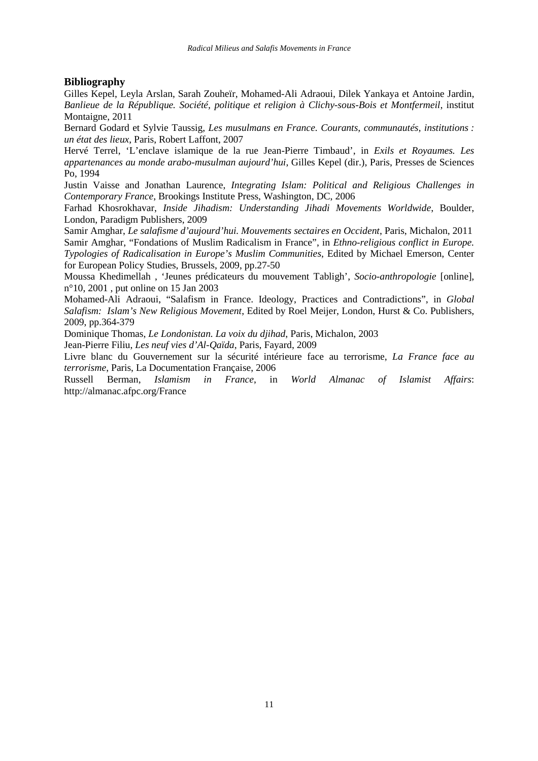## Bibliography

Gilles Kepel, Leyla Arslan, Sarah Zouheïr, Mohamed-Ali Adraoui, Dilek Yankaya et Antoine Jardin, *Banlieue de la République. Société, politique et religion à Clichy-sous-Bois et Montfermeil*, institut Montaigne, 2011

Bernard Godard et Sylvie Taussig, *Les musulmans en France. Courants, communautés, institutions : un état des lieux*, Paris, Robert Laffont, 2007

Hervé Terrel, 'L'enclave islamique de la rue Jean-Pierre Timbaud', in *Exils et Royaumes. Les appartenances au monde arabo-musulman aujourd'hui*, Gilles Kepel (dir.), Paris, Presses de Sciences Po, 1994

Justin Vaisse and Jonathan Laurence, *Integrating Islam: Political and Religious Challenges in Contemporary France*, Brookings Institute Press, Washington, DC, 2006

Farhad Khosrokhavar, *Inside Jihadism: Understanding Jihadi Movements Worldwide*, Boulder, London, Paradigm Publishers, 2009

Samir Amghar, *Le salafisme d'aujourd'hui. Mouvements sectaires en Occident*, Paris, Michalon, 2011

Samir Amghar, "Fondations of Muslim Radicalism in France", in *Ethno-religious conflict in Europe. Typologies of Radicalisation in Europe's Muslim Communities*, Edited by Michael Emerson, Center for European Policy Studies, Brussels, 2009, pp.27-50

Moussa Khedimellah , 'Jeunes prédicateurs du mouvement Tabligh', *Socio-anthropologie* [online], n°10, 2001 , put online on 15 Jan 2003

Mohamed-Ali Adraoui, "Salafism in France. Ideology, Practices and Contradictions", in *Global Salafism: Islam's New Religious Movement*, Edited by Roel Meijer, London, Hurst & Co. Publishers, 2009, pp.364-379

Dominique Thomas, *Le Londonistan. La voix du djihad*, Paris, Michalon, 2003

Jean-Pierre Filiu, *Les neuf vies d'Al-Qaïda*, Paris, Fayard, 2009

Livre blanc du Gouvernement sur la sécurité intérieure face au terrorisme, *La France face au terrorisme*, Paris, La Documentation Française, 2006

Russell Berman, *Islamism in France*, in *World Almanac of Islamist Affairs*: http://almanac.afpc.org/France